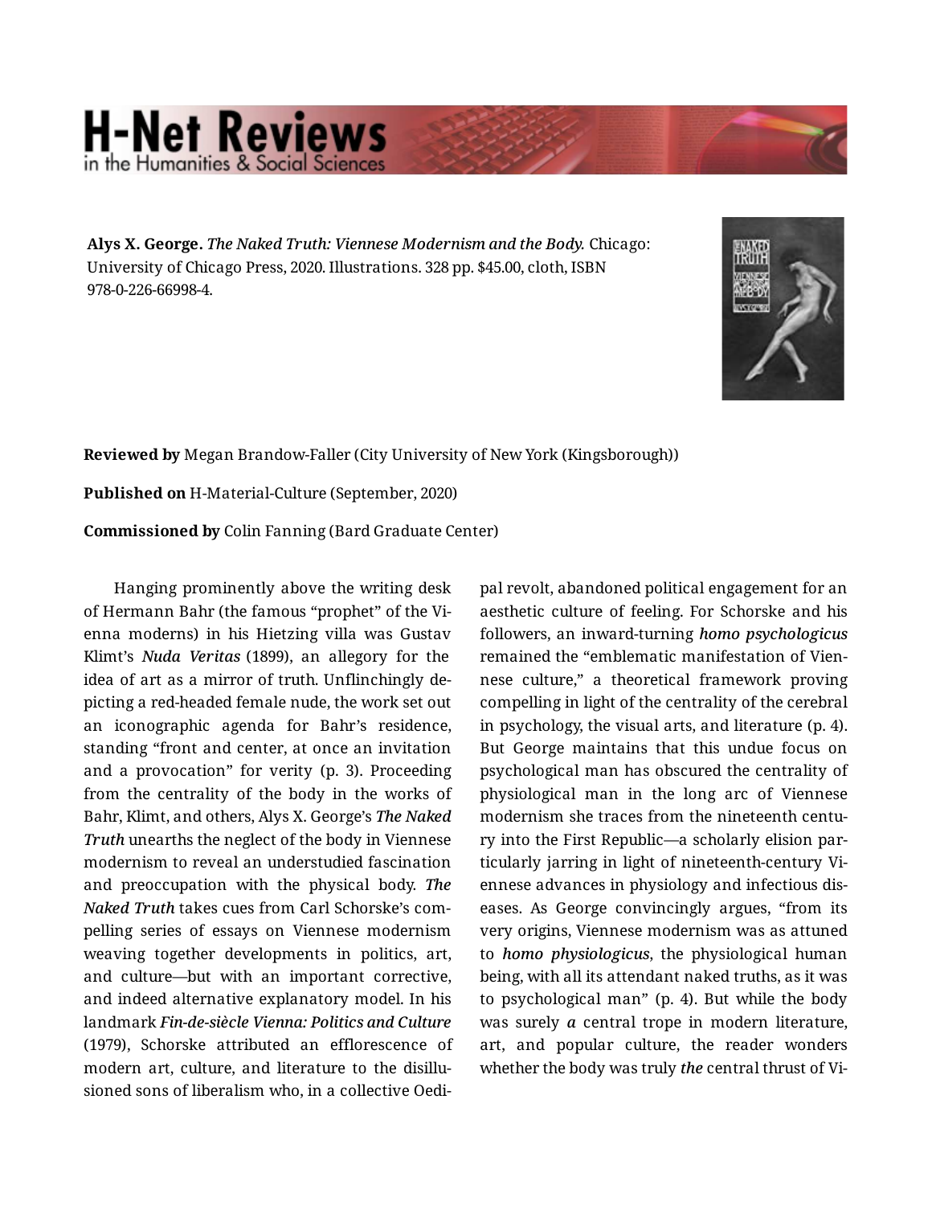**Alys X. George.** ***The Naked Truth: Viennese Modernism and the Body.*** Chicago: University of Chicago Press, 2020. Illustrations. 328 pp. $45.00, cloth, ISBN 978-0-226-66998-4.

**Reviewed by** Megan Brandow-Faller (City University of New York (Kingsborough))

**Published on** H-Material-Culture (September, 2020)

**Commissioned by** Colin Fanning (Bard Graduate Center)

Hanging prominently above the writing desk of Hermann Bahr (the famous "prophet" of the Vienna moderns) in his Hietzing villa was Gustav Klimt's *Nuda Veritas* (1899), an allegory for the idea of art as a mirror of truth. Unflinchingly depicting a red-headed female nude, the work set out an iconographic agenda for Bahr's residence, standing "front and center, at once an invitation and a provocation" for verity (p. 3). Proceeding from the centrality of the body in the works of Bahr, Klimt, and others, Alys X. George's *The Naked Truth* unearths the neglect of the body in Viennese modernism to reveal an understudied fascination and preoccupation with the physical body. *The Naked Truth* takes cues from Carl Schorske's compelling series of essays on Viennese modernism weaving together developments in politics, art, and culture—but with an important corrective, and indeed alternative explanatory model. In his landmark ***Fin-de-siècle Vienna: Politics and Culture*** (1979), Schorske attributed an efflorescence of modern art, culture, and literature to the disillusioned sons of liberalism who, in a collective Oedipal revolt, abandoned political engagement for an aesthetic culture of feeling. For Schorske and his followers, an inward-turning ***homo psychologicus*** remained the "emblematic manifestation of Viennese culture," a theoretical framework proving compelling in light of the centrality of the cerebral in psychology, the visual arts, and literature (p. 4). But George maintains that this undue focus on psychological man has obscured the centrality of physiological man in the long arc of Viennese modernism she traces from the nineteenth century into the First Republic—a scholarly elision particularly jarring in light of nineteenth-century Viennese advances in physiology and infectious diseases. As George convincingly argues, "from its very origins, Viennese modernism was as attuned to *homo physiologicus*, the physiological human being, with all its attendant naked truths, as it was to psychological man" (p. 4). But while the body was surely ***a*** central trope in modern literature, art, and popular culture, the reader wonders whether the body was truly ***the*** central thrust of Vi-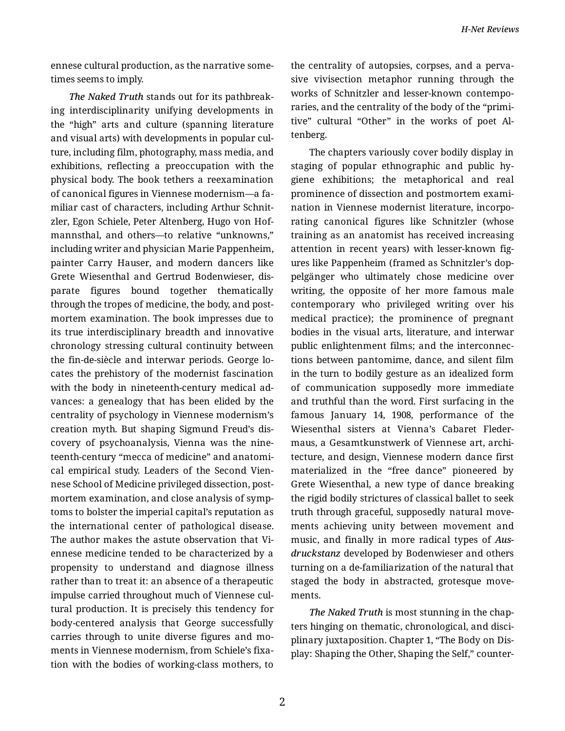ennese cultural production, as the narrative sometimes seems to imply.

*The Naked Truth* stands out for its pathbreaking interdisciplinarity unifying developments in the "high" arts and culture (spanning literature and visual arts) with developments in popular culture, including film, photography, mass media, and exhibitions, reflecting a preoccupation with the physical body. The book tethers a reexamination of canonical figures in Viennese modernism—a familiar cast of characters, including Arthur Schnitzler, Egon Schiele, Peter Altenberg, Hugo von Hofmannsthal, and others—to relative "unknowns," including writer and physician Marie Pappenheim, painter Carry Hauser, and modern dancers like Grete Wiesenthal and Gertrud Bodenwieser, disparate figures bound together thematically through the tropes of medicine, the body, and postmortem examination. The book impresses due to its true interdisciplinary breadth and innovative chronology stressing cultural continuity between the fin-de-siècle and interwar periods. George locates the prehistory of the modernist fascination with the body in nineteenth-century medical advances: a genealogy that has been elided by the centrality of psychology in Viennese modernism's creation myth. But shaping Sigmund Freud's discovery of psychoanalysis, Vienna was the nineteenth-century "mecca of medicine" and anatomical empirical study. Leaders of the Second Viennese School of Medicine privileged dissection, postmortem examination, and close analysis of symptoms to bolster the imperial capital's reputation as the international center of pathological disease. The author makes the astute observation that Viennese medicine tended to be characterized by a propensity to understand and diagnose illness rather than to treat it: an absence of a therapeutic impulse carried throughout much of Viennese cultural production. It is precisely this tendency for body-centered analysis that George successfully carries through to unite diverse figures and moments in Viennese modernism, from Schiele's fixation with the bodies of working-class mothers, to the centrality of autopsies, corpses, and a pervasive vivisection metaphor running through the works of Schnitzler and lesser-known contemporaries, and the centrality of the body of the "primitive" cultural "Other" in the works of poet Altenberg.

The chapters variously cover bodily display in staging of popular ethnographic and public hygiene exhibitions; the metaphorical and real prominence of dissection and postmortem examination in Viennese modernist literature, incorporating canonical figures like Schnitzler (whose training as an anatomist has received increasing attention in recent years) with lesser-known figures like Pappenheim (framed as Schnitzler's doppelgänger who ultimately chose medicine over writing, the opposite of her more famous male contemporary who privileged writing over his medical practice); the prominence of pregnant bodies in the visual arts, literature, and interwar public enlightenment films; and the interconnections between pantomime, dance, and silent film in the turn to bodily gesture as an idealized form of communication supposedly more immediate and truthful than the word. First surfacing in the famous January 14, 1908, performance of the Wiesenthal sisters at Vienna's Cabaret Fledermaus, a Gesamtkunstwerk of Viennese art, architecture, and design, Viennese modern dance first materialized in the "free dance" pioneered by Grete Wiesenthal, a new type of dance breaking the rigid bodily strictures of classical ballet to seek truth through graceful, supposedly natural movements achieving unity between movement and music, and finally in more radical types of *Ausdruckstanz* developed by Bodenwieser and others turning on a de-familiarization of the natural that staged the body in abstracted, grotesque movements.

*The Naked Truth* is most stunning in the chapters hinging on thematic, chronological, and disciplinary juxtaposition. Chapter 1, "The Body on Display: Shaping the Other, Shaping the Self," counter-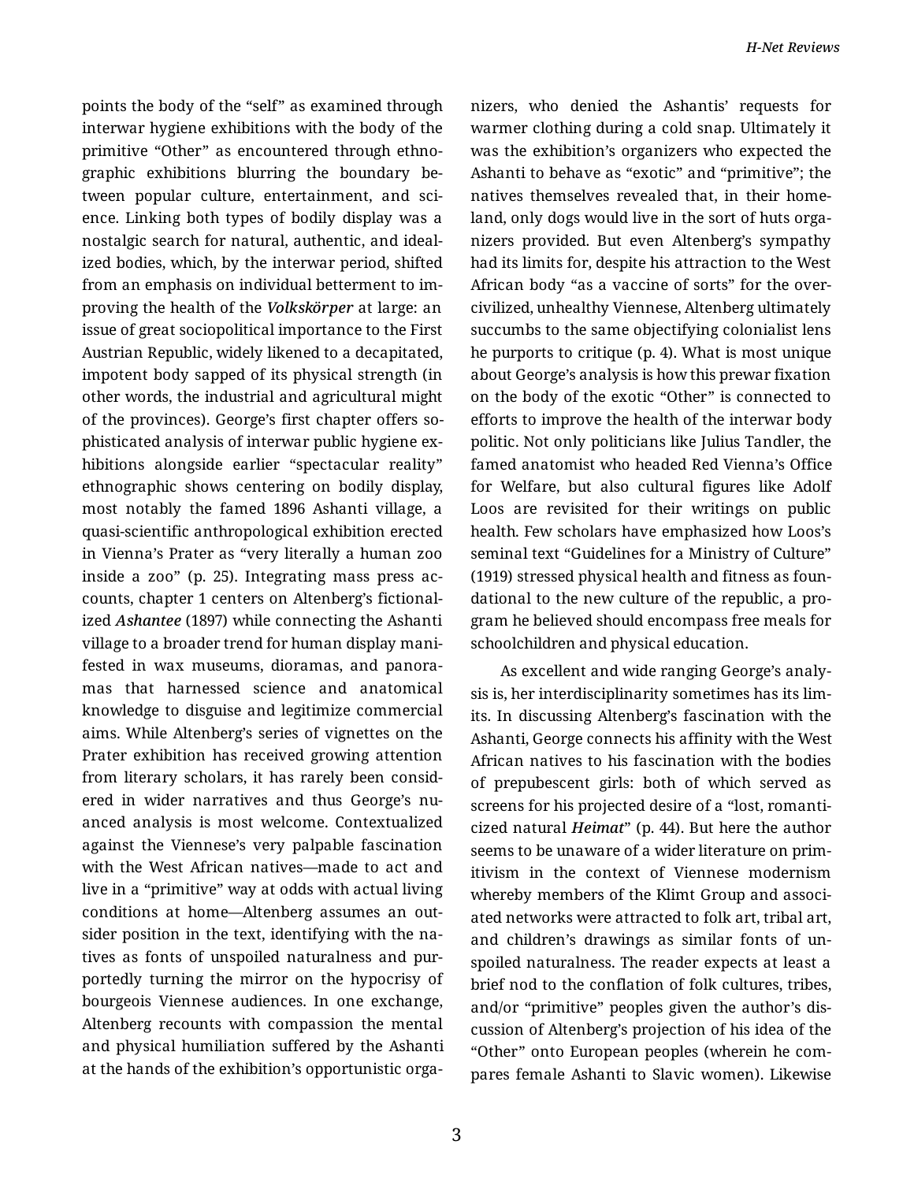points the body of the "self" as examined through interwar hygiene exhibitions with the body of the primitive "Other" as encountered through ethnographic exhibitions blurring the boundary between popular culture, entertainment, and science. Linking both types of bodily display was a nostalgic search for natural, authentic, and idealized bodies, which, by the interwar period, shifted from an emphasis on individual betterment to improving the health of the ***Volkskörper*** at large: an issue of great sociopolitical importance to the First Austrian Republic, widely likened to a decapitated, impotent body sapped of its physical strength (in other words, the industrial and agricultural might of the provinces). George's first chapter offers sophisticated analysis of interwar public hygiene exhibitions alongside earlier "spectacular reality" ethnographic shows centering on bodily display, most notably the famed 1896 Ashanti village, a quasi-scientific anthropological exhibition erected in Vienna's Prater as "very literally a human zoo inside a zoo" (p. 25). Integrating mass press accounts, chapter 1 centers on Altenberg's fictionalized ***Ashantee*** (1897) while connecting the Ashanti village to a broader trend for human display manifested in wax museums, dioramas, and panoramas that harnessed science and anatomical knowledge to disguise and legitimize commercial aims. While Altenberg's series of vignettes on the Prater exhibition has received growing attention from literary scholars, it has rarely been considered in wider narratives and thus George's nuanced analysis is most welcome. Contextualized against the Viennese's very palpable fascination with the West African natives—made to act and live in a "primitive" way at odds with actual living conditions at home—Altenberg assumes an outsider position in the text, identifying with the natives as fonts of unspoiled naturalness and purportedly turning the mirror on the hypocrisy of bourgeois Viennese audiences. In one exchange, Altenberg recounts with compassion the mental and physical humiliation suffered by the Ashanti at the hands of the exhibition's opportunistic organizers, who denied the Ashantis' requests for warmer clothing during a cold snap. Ultimately it was the exhibition's organizers who expected the Ashanti to behave as "exotic" and "primitive"; the natives themselves revealed that, in their homeland, only dogs would live in the sort of huts organizers provided. But even Altenberg's sympathy had its limits for, despite his attraction to the West African body "as a vaccine of sorts" for the overcivilized, unhealthy Viennese, Altenberg ultimately succumbs to the same objectifying colonialist lens he purports to critique (p. 4). What is most unique about George's analysis is how this prewar fixation on the body of the exotic "Other" is connected to efforts to improve the health of the interwar body politic. Not only politicians like Julius Tandler, the famed anatomist who headed Red Vienna's Office for Welfare, but also cultural figures like Adolf Loos are revisited for their writings on public health. Few scholars have emphasized how Loos's seminal text "Guidelines for a Ministry of Culture" (1919) stressed physical health and fitness as foundational to the new culture of the republic, a program he believed should encompass free meals for schoolchildren and physical education.

As excellent and wide ranging George's analysis is, her interdisciplinarity sometimes has its limits. In discussing Altenberg's fascination with the Ashanti, George connects his affinity with the West African natives to his fascination with the bodies of prepubescent girls: both of which served as screens for his projected desire of a "lost, romanticized natural ***Heimat***" (p. 44). But here the author seems to be unaware of a wider literature on primitivism in the context of Viennese modernism whereby members of the Klimt Group and associated networks were attracted to folk art, tribal art, and children's drawings as similar fonts of unspoiled naturalness. The reader expects at least a brief nod to the conflation of folk cultures, tribes, and/or "primitive" peoples given the author's discussion of Altenberg's projection of his idea of the "Other" onto European peoples (wherein he compares female Ashanti to Slavic women). Likewise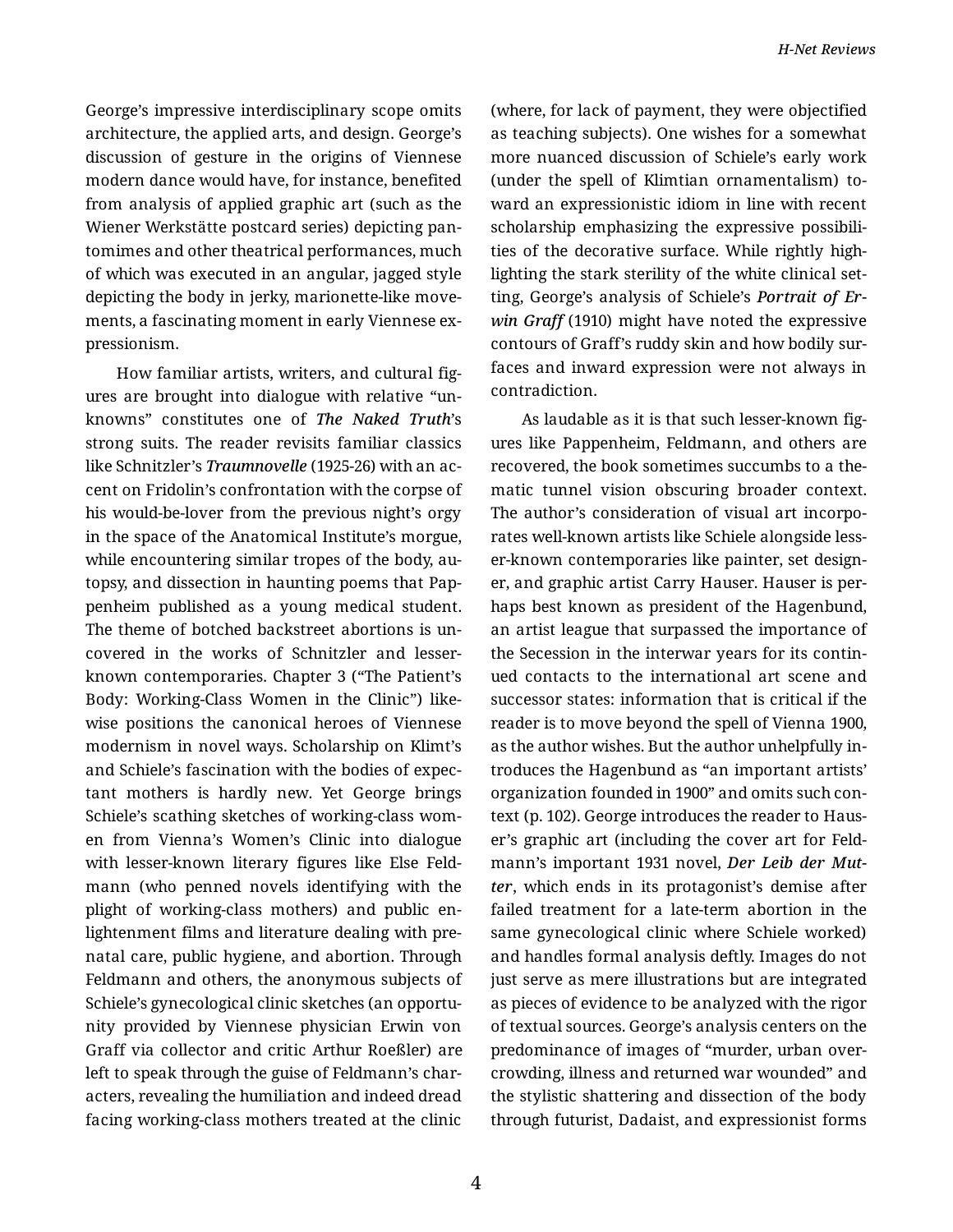George's impressive interdisciplinary scope omits architecture, the applied arts, and design. George's discussion of gesture in the origins of Viennese modern dance would have, for instance, benefited from analysis of applied graphic art (such as the Wiener Werkstätte postcard series) depicting pantomimes and other theatrical performances, much of which was executed in an angular, jagged style depicting the body in jerky, marionette-like movements, a fascinating moment in early Viennese expressionism.

How familiar artists, writers, and cultural figures are brought into dialogue with relative "unknowns" constitutes one of ***The Naked Truth***'s strong suits. The reader revisits familiar classics like Schnitzler's ***Traumnovelle*** (1925-26) with an accent on Fridolin's confrontation with the corpse of his would-be-lover from the previous night's orgy in the space of the Anatomical Institute's morgue, while encountering similar tropes of the body, autopsy, and dissection in haunting poems that Pappenheim published as a young medical student. The theme of botched backstreet abortions is uncovered in the works of Schnitzler and lesser-known contemporaries. Chapter 3 ("The Patient's Body: Working-Class Women in the Clinic") likewise positions the canonical heroes of Viennese modernism in novel ways. Scholarship on Klimt's and Schiele's fascination with the bodies of expectant mothers is hardly new. Yet George brings Schiele's scathing sketches of working-class women from Vienna's Women's Clinic into dialogue with lesser-known literary figures like Else Feldmann (who penned novels identifying with the plight of working-class mothers) and public enlightenment films and literature dealing with prenatal care, public hygiene, and abortion. Through Feldmann and others, the anonymous subjects of Schiele's gynecological clinic sketches (an opportunity provided by Viennese physician Erwin von Graff via collector and critic Arthur Roeßler) are left to speak through the guise of Feldmann's characters, revealing the humiliation and indeed dread facing working-class mothers treated at the clinic (where, for lack of payment, they were objectified as teaching subjects). One wishes for a somewhat more nuanced discussion of Schiele's early work (under the spell of Klimtian ornamentalism) toward an expressionistic idiom in line with recent scholarship emphasizing the expressive possibilities of the decorative surface. While rightly highlighting the stark sterility of the white clinical setting, George's analysis of Schiele's ***Portrait of Erwin Graff*** (1910) might have noted the expressive contours of Graff's ruddy skin and how bodily surfaces and inward expression were not always in contradiction.

As laudable as it is that such lesser-known figures like Pappenheim, Feldmann, and others are recovered, the book sometimes succumbs to a thematic tunnel vision obscuring broader context. The author's consideration of visual art incorporates well-known artists like Schiele alongside lesser-known contemporaries like painter, set designer, and graphic artist Carry Hauser. Hauser is perhaps best known as president of the Hagenbund, an artist league that surpassed the importance of the Secession in the interwar years for its continued contacts to the international art scene and successor states: information that is critical if the reader is to move beyond the spell of Vienna 1900, as the author wishes. But the author unhelpfully introduces the Hagenbund as "an important artists' organization founded in 1900" and omits such context (p. 102). George introduces the reader to Hauser's graphic art (including the cover art for Feldmann's important 1931 novel, ***Der Leib der Mutter***, which ends in its protagonist's demise after failed treatment for a late-term abortion in the same gynecological clinic where Schiele worked) and handles formal analysis deftly. Images do not just serve as mere illustrations but are integrated as pieces of evidence to be analyzed with the rigor of textual sources. George's analysis centers on the predominance of images of "murder, urban overcrowding, illness and returned war wounded" and the stylistic shattering and dissection of the body through futurist, Dadaist, and expressionist forms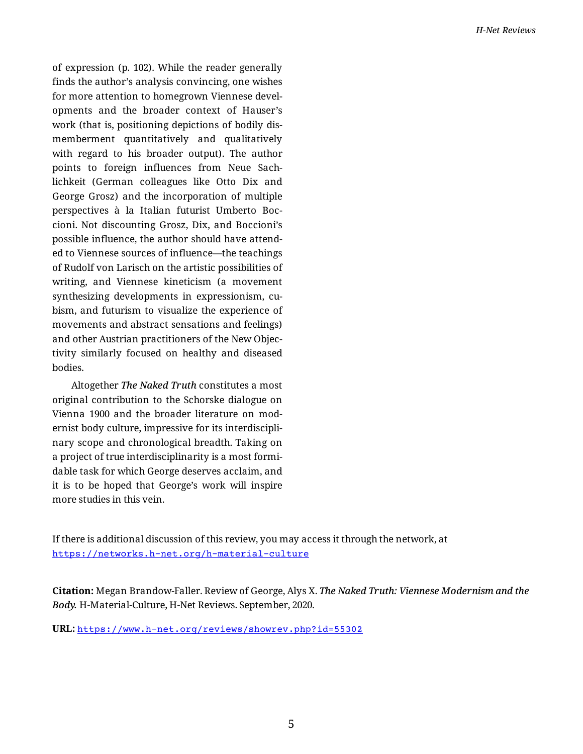of expression (p. 102). While the reader generally finds the author's analysis convincing, one wishes for more attention to homegrown Viennese developments and the broader context of Hauser's work (that is, positioning depictions of bodily dismemberment quantitatively and qualitatively with regard to his broader output). The author points to foreign influences from Neue Sachlichkeit (German colleagues like Otto Dix and George Grosz) and the incorporation of multiple perspectives à la Italian futurist Umberto Boccioni. Not discounting Grosz, Dix, and Boccioni's possible influence, the author should have attended to Viennese sources of influence—the teachings of Rudolf von Larisch on the artistic possibilities of writing, and Viennese kineticism (a movement synthesizing developments in expressionism, cubism, and futurism to visualize the experience of movements and abstract sensations and feelings) and other Austrian practitioners of the New Objectivity similarly focused on healthy and diseased bodies.

Altogether ***The Naked Truth*** constitutes a most original contribution to the Schorske dialogue on Vienna 1900 and the broader literature on modernist body culture, impressive for its interdisciplinary scope and chronological breadth. Taking on a project of true interdisciplinarity is a most formidable task for which George deserves acclaim, and it is to be hoped that George's work will inspire more studies in this vein.

If there is additional discussion of this review, you may access it through the network, at https://networks.h-net.org/h-material-culture

**Citation:** Megan Brandow-Faller. Review of George, Alys X. *The Naked Truth: Viennese Modernism and the Body.* H-Material-Culture, H-Net Reviews. September, 2020.

**URL:** https://www.h-net.org/reviews/showrev.php?id=55302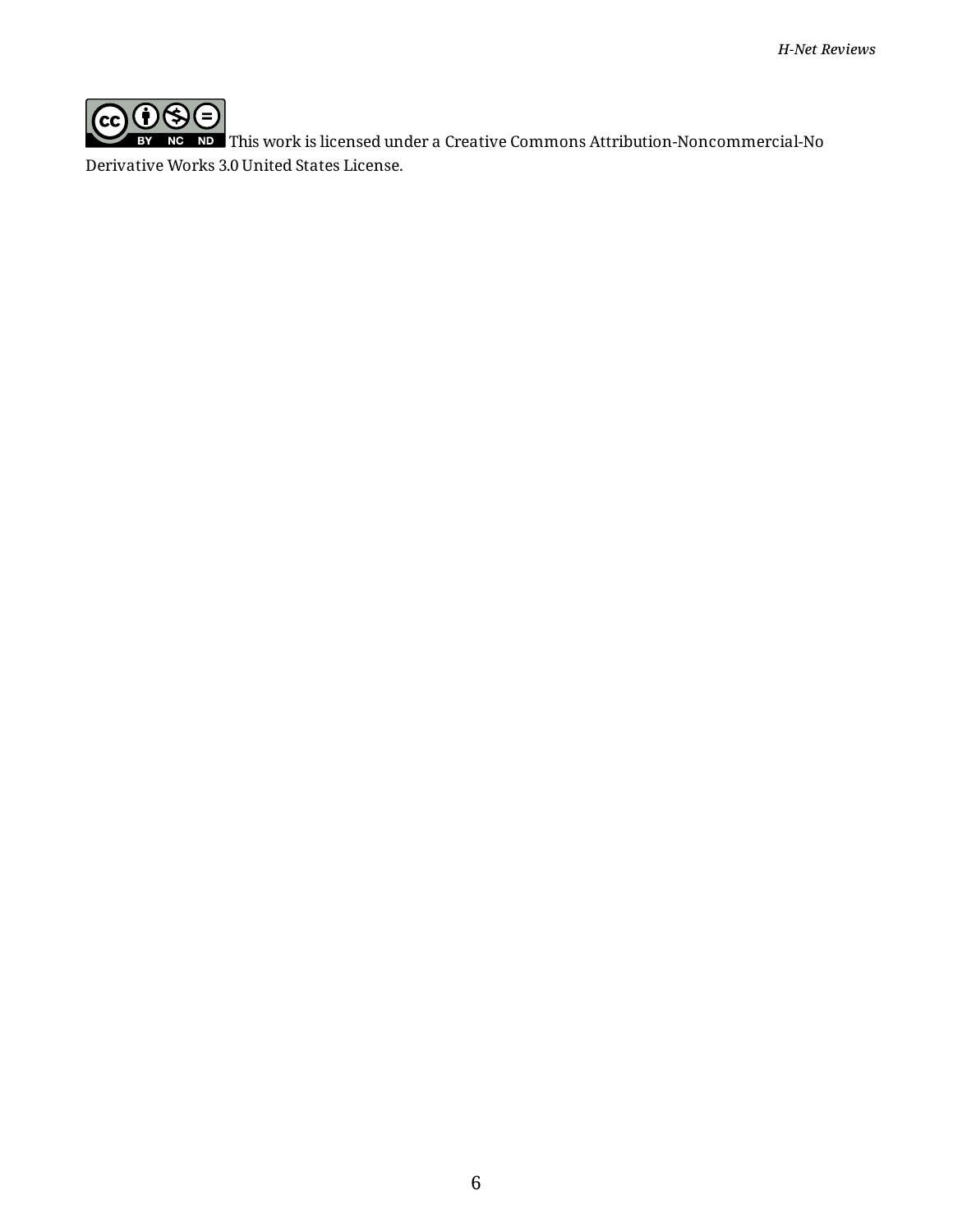This work is licensed under a Creative Commons Attribution-Noncommercial-No Derivative Works 3.0 United States License.